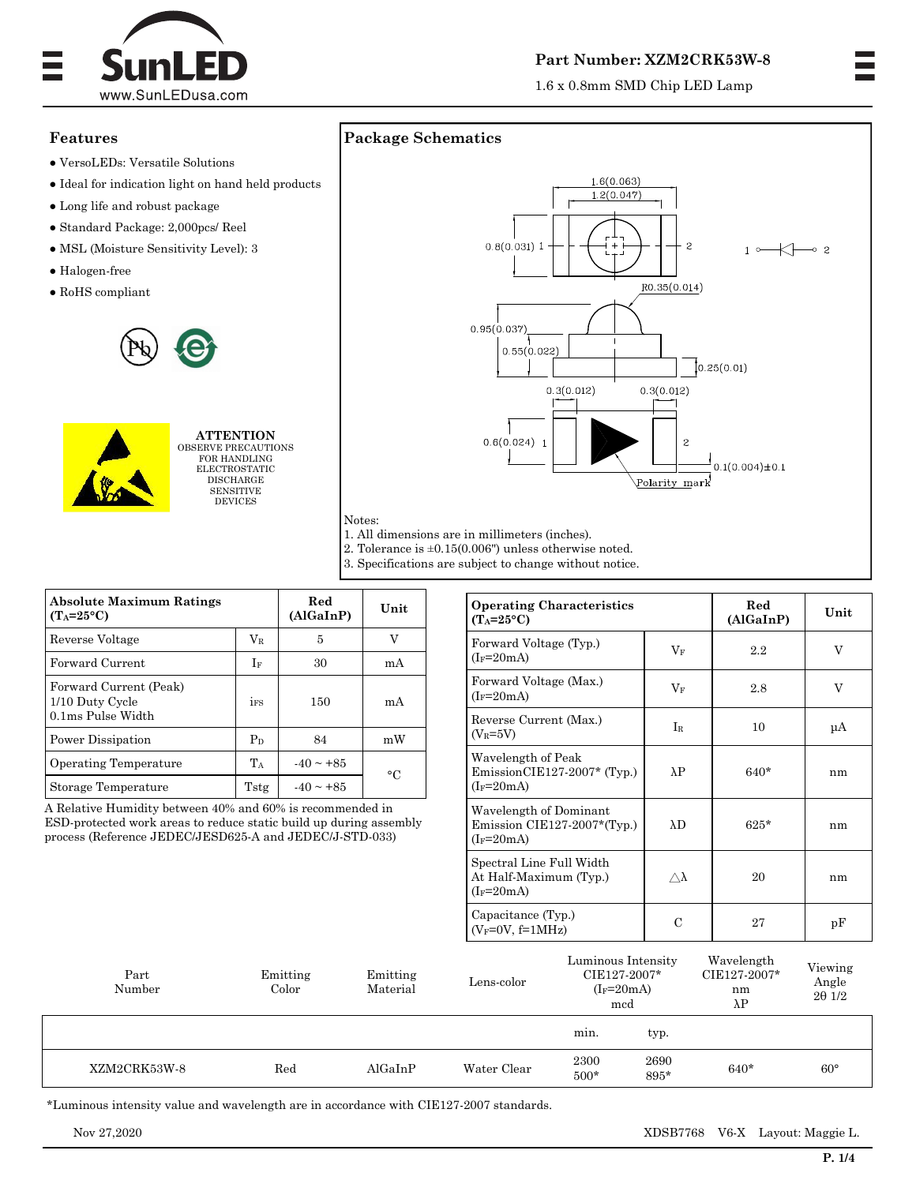# SunLED

www.SunLEDusa.com

**Part Number: XZM2CRK53W-8**

1.6 x 0.8mm SMD Chip LED Lamp

## Features

- VersoLEDs: Versatile Solutions
- Ideal for indication light on hand held products
- Long life and robust package
- Standard Package: 2,000pcs/ Reel
- MSL (Moisture Sensitivity Level): 3
- Halogen-free
- RoHS compliant

**ATTENTION**
OBSERVE PRECAUTIONS FOR HANDLING ELECTROSTATIC DISCHARGE SENSITIVE DEVICES

## Package Schematics

1.6(0.063)
1.2(0.047)
0.8(0.031)
R0.35(0.014)
0.95(0.037)
0.55(0.022)
0.25(0.01)
0.3(0.012)
0.3(0.012)
0.6(0.024)
0.1(0.004)±0.1
Polarity mark

Notes:
1. All dimensions are in millimeters (inches).
2. Tolerance is ±0.15(0.006") unless otherwise noted.
3. Specifications are subject to change without notice.

| Absolute Maximum Ratings ($T_A$=25°C) | | Red (AlGaInP) | Unit |
|---|---|---|---|
| Reverse Voltage | $V_R$ | 5 | V |
| Forward Current | $I_F$ | 30 | mA |
| Forward Current (Peak) 1/10 Duty Cycle 0.1ms Pulse Width | $i_{FS}$ | 150 | mA |
| Power Dissipation | $P_D$ | 84 | mW |
| Operating Temperature | $T_A$ | -40 ~ +85 | °C |
| Storage Temperature | Tstg | -40 ~ +85 | °C |

A Relative Humidity between 40% and 60% is recommended in ESD-protected work areas to reduce static build up during assembly process (Reference JEDEC/JESD625-A and JEDEC/J-STD-033)

| Operating Characteristics ($T_A$=25°C) | | Red (AlGaInP) | Unit |
|---|---|---|---|
| Forward Voltage (Typ.) ($I_F$=20mA) | $V_F$ | 2.2 | V |
| Forward Voltage (Max.) ($I_F$=20mA) | $V_F$ | 2.8 | V |
| Reverse Current (Max.) ($V_R$=5V) | $I_R$ | 10 | µA |
| Wavelength of Peak EmissionCIE127-2007* (Typ.) ($I_F$=20mA) | λP | 640* | nm |
| Wavelength of Dominant Emission CIE127-2007*(Typ.) ($I_F$=20mA) | λD | 625* | nm |
| Spectral Line Full Width At Half-Maximum (Typ.) ($I_F$=20mA) | △λ | 20 | nm |
| Capacitance (Typ.) ($V_F$=0V, f=1MHz) | C | 27 | pF |

| Part Number | Emitting Color | Emitting Material | Lens-color | Luminous Intensity CIE127-2007* ($I_F$=20mA) mcd | | Wavelength CIE127-2007* nm λP | Viewing Angle 2θ 1/2 |
|---|---|---|---|---|---|---|---|
| | | | | min. | typ. | | |
| XZM2CRK53W-8 | Red | AlGaInP | Water Clear | 2300<br>500* | 2690<br>895* | 640* | 60° |

*Luminous intensity value and wavelength are in accordance with CIE127-2007 standards.

Nov 27,2020 XDSB7768 V6-X Layout: Maggie L.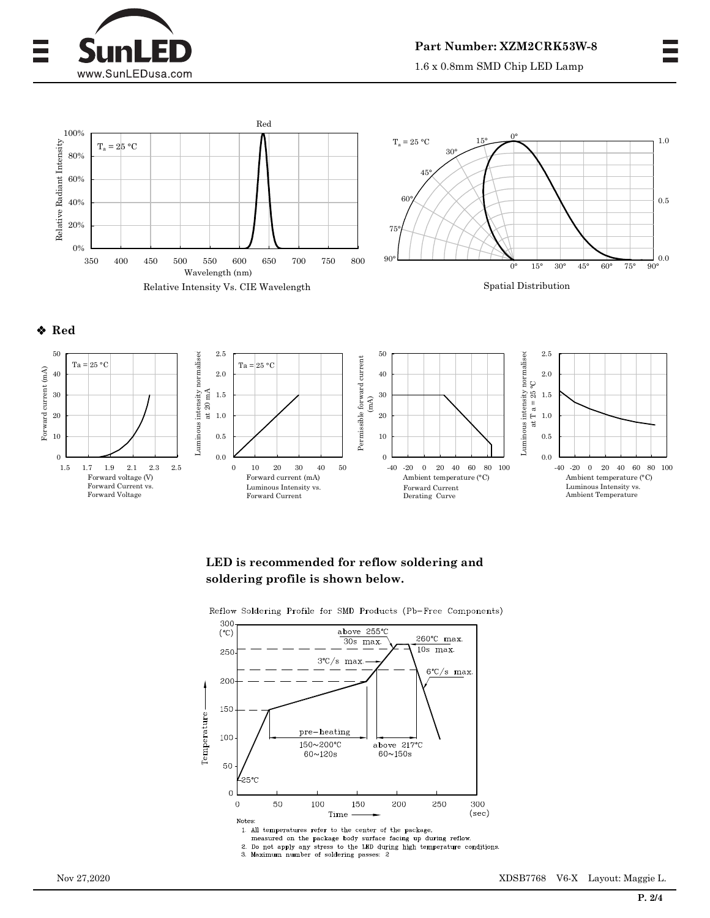Relative Intensity Vs. CIE Wavelength

Spatial Distribution

## ❖ Red

Forward Current vs. Forward Voltage

Luminous Intensity vs. Forward Current

Forward Current Derating Curve

Luminous Intensity vs. Ambient Temperature

**LED is recommended for reflow soldering and soldering profile is shown below.**

Reflow Soldering Profile for SMD Products (Pb-Free Components)

Notes:

1. All temperatures refer to the center of the package, measured on the package body surface facing up during reflow.
2. Do not apply any stress to the LED during high temperature conditions.
3. Maximum number of soldering passes: 2

Nov 27,2020 XDSB7768 V6-X Layout: Maggie L.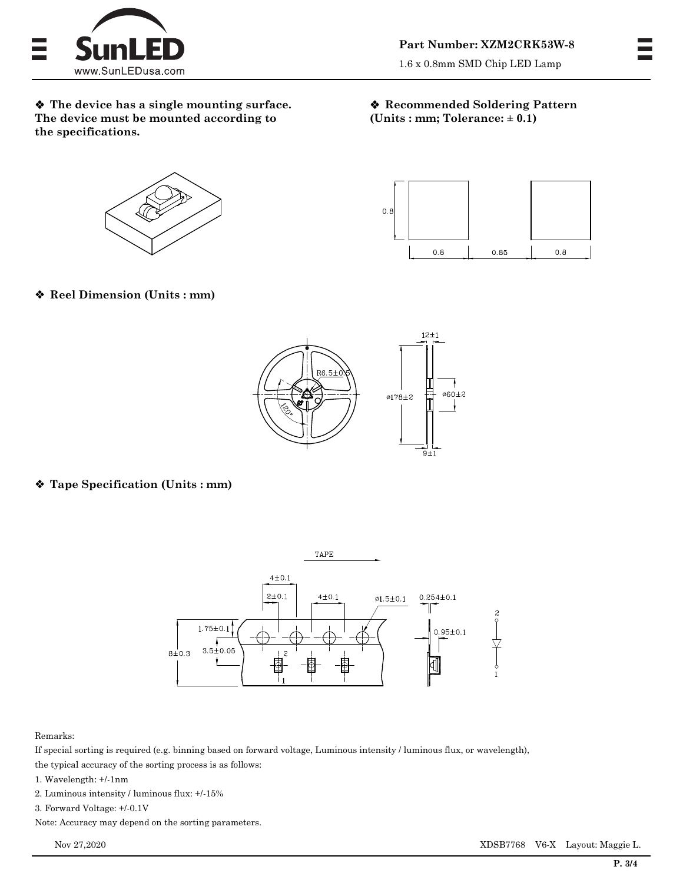**Part Number: XZM2CRK53W-8**

1.6 x 0.8mm SMD Chip LED Lamp

❖ **The device has a single mounting surface. The device must be mounted according to the specifications.**

❖ **Recommended Soldering Pattern (Units : mm; Tolerance: ± 0.1)**

❖ **Reel Dimension (Units : mm)**

❖ **Tape Specification (Units : mm)**

Remarks:

If special sorting is required (e.g. binning based on forward voltage, Luminous intensity / luminous flux, or wavelength), the typical accuracy of the sorting process is as follows:

1. Wavelength: +/-1nm
2. Luminous intensity / luminous flux: +/-15%
3. Forward Voltage: +/-0.1V

Note: Accuracy may depend on the sorting parameters.

Nov 27,2020 XDSB7768 V6-X Layout: Maggie L.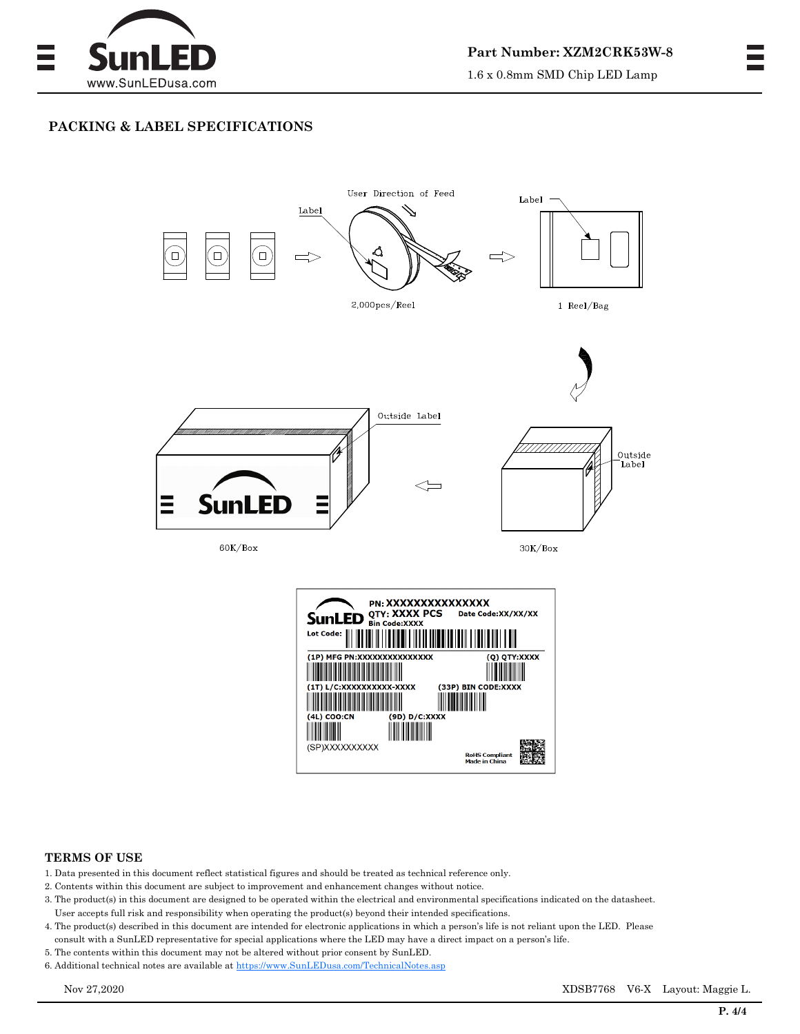## PACKING & LABEL SPECIFICATIONS

User Direction of Feed

Label

2,000pcs/Reel

Label

1 Reel/Bag

Outside Label

60K/Box

Outside Label

30K/Box

PN: XXXXXXXXXXXXXXX
QTY: XXXX PCS Date Code:XX/XX/XX
Bin Code:XXXX
Lot Code:
(1P) MFG PN:XXXXXXXXXXXXXXX (Q) QTY:XXXX
(1T) L/C:XXXXXXXXXX-XXXX (33P) BIN CODE:XXXX
(4L) COO:CN (9D) D/C:XXXX
(SP)XXXXXXXXXX
RoHS Compliant
Made in China

## TERMS OF USE

1. Data presented in this document reflect statistical figures and should be treated as technical reference only.
2. Contents within this document are subject to improvement and enhancement changes without notice.
3. The product(s) in this document are designed to be operated within the electrical and environmental specifications indicated on the datasheet. User accepts full risk and responsibility when operating the product(s) beyond their intended specifications.
4. The product(s) described in this document are intended for electronic applications in which a person's life is not reliant upon the LED. Please consult with a SunLED representative for special applications where the LED may have a direct impact on a person's life.
5. The contents within this document may not be altered without prior consent by SunLED.
6. Additional technical notes are available at https://www.SunLEDusa.com/TechnicalNotes.asp

Nov 27,2020 XDSB7768 V6-X Layout: Maggie L.